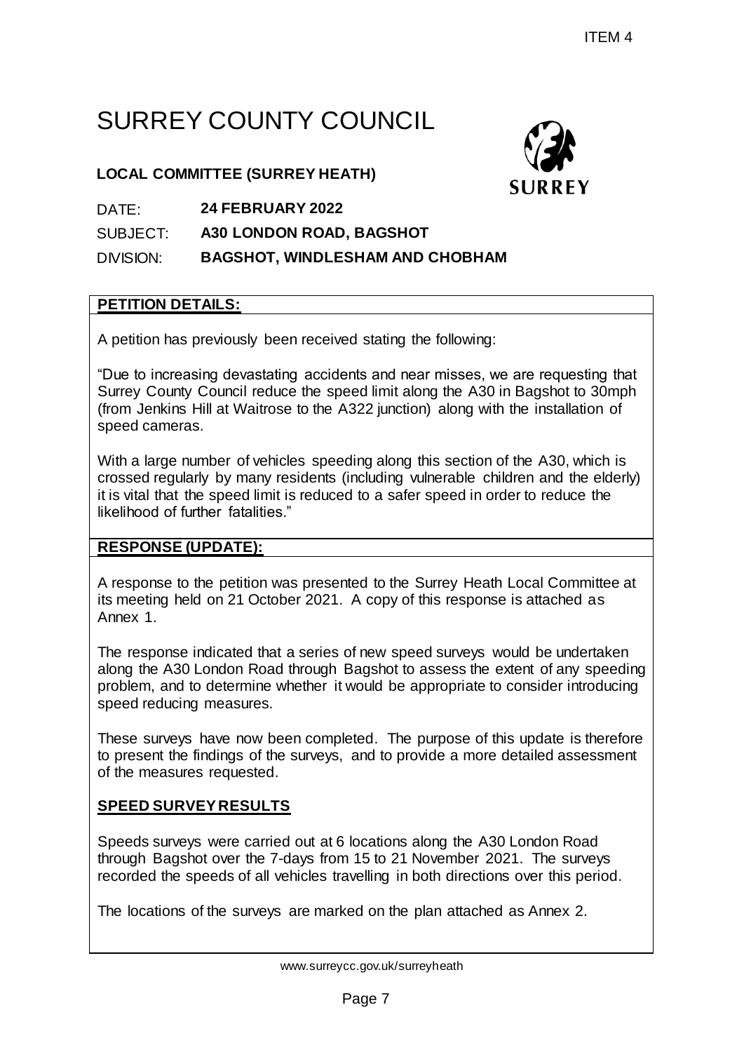ITEM 4

# SURREY COUNTY COUNCIL

**LOCAL COMMITTEE (SURREY HEATH)**

DATE: **24 FEBRUARY 2022**

SUBJECT: **A30 LONDON ROAD, BAGSHOT**

DIVISION: **BAGSHOT, WINDLESHAM AND CHOBHAM**

## PETITION DETAILS:

A petition has previously been received stating the following:

"Due to increasing devastating accidents and near misses, we are requesting that Surrey County Council reduce the speed limit along the A30 in Bagshot to 30mph (from Jenkins Hill at Waitrose to the A322 junction) along with the installation of speed cameras.

With a large number of vehicles speeding along this section of the A30, which is crossed regularly by many residents (including vulnerable children and the elderly) it is vital that the speed limit is reduced to a safer speed in order to reduce the likelihood of further fatalities."

## RESPONSE (UPDATE):

A response to the petition was presented to the Surrey Heath Local Committee at its meeting held on 21 October 2021. A copy of this response is attached as Annex 1.

The response indicated that a series of new speed surveys would be undertaken along the A30 London Road through Bagshot to assess the extent of any speeding problem, and to determine whether it would be appropriate to consider introducing speed reducing measures.

These surveys have now been completed. The purpose of this update is therefore to present the findings of the surveys, and to provide a more detailed assessment of the measures requested.

## SPEED SURVEY RESULTS

Speeds surveys were carried out at 6 locations along the A30 London Road through Bagshot over the 7-days from 15 to 21 November 2021. The surveys recorded the speeds of all vehicles travelling in both directions over this period.

The locations of the surveys are marked on the plan attached as Annex 2.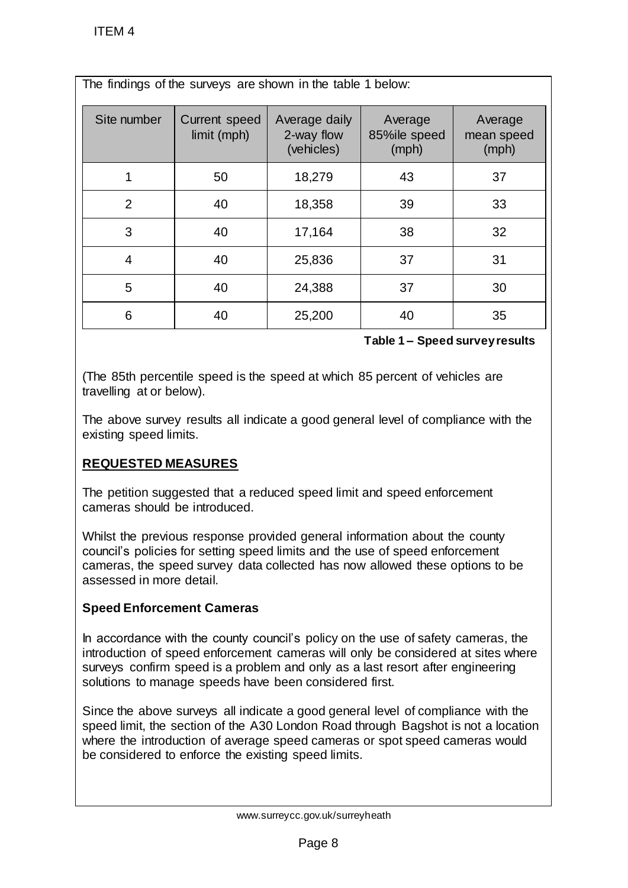The findings of the surveys are shown in the table 1 below:

| Site number | Current speed limit (mph) | Average daily 2-way flow (vehicles) | Average 85%ile speed (mph) | Average mean speed (mph) |
|---|---|---|---|---|
| 1 | 50 | 18,279 | 43 | 37 |
| 2 | 40 | 18,358 | 39 | 33 |
| 3 | 40 | 17,164 | 38 | 32 |
| 4 | 40 | 25,836 | 37 | 31 |
| 5 | 40 | 24,388 | 37 | 30 |
| 6 | 40 | 25,200 | 40 | 35 |

**Table 1 – Speed survey results**

(The 85th percentile speed is the speed at which 85 percent of vehicles are travelling at or below).

The above survey results all indicate a good general level of compliance with the existing speed limits.

## REQUESTED MEASURES

The petition suggested that a reduced speed limit and speed enforcement cameras should be introduced.

Whilst the previous response provided general information about the county council's policies for setting speed limits and the use of speed enforcement cameras, the speed survey data collected has now allowed these options to be assessed in more detail.

### Speed Enforcement Cameras

In accordance with the county council's policy on the use of safety cameras, the introduction of speed enforcement cameras will only be considered at sites where surveys confirm speed is a problem and only as a last resort after engineering solutions to manage speeds have been considered first.

Since the above surveys all indicate a good general level of compliance with the speed limit, the section of the A30 London Road through Bagshot is not a location where the introduction of average speed cameras or spot speed cameras would be considered to enforce the existing speed limits.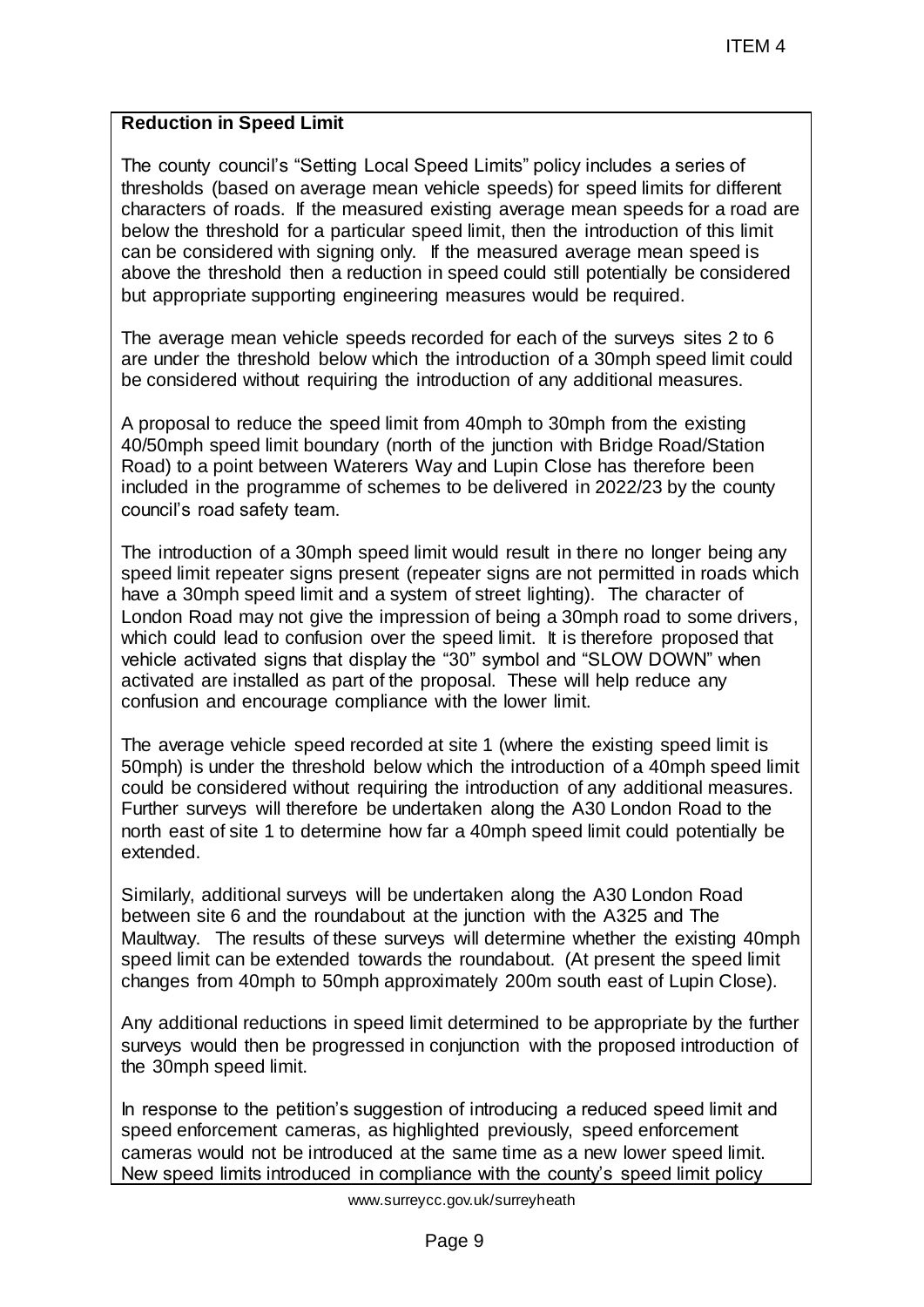**Reduction in Speed Limit**

The county council's "Setting Local Speed Limits" policy includes a series of thresholds (based on average mean vehicle speeds) for speed limits for different characters of roads. If the measured existing average mean speeds for a road are below the threshold for a particular speed limit, then the introduction of this limit can be considered with signing only. If the measured average mean speed is above the threshold then a reduction in speed could still potentially be considered but appropriate supporting engineering measures would be required.

The average mean vehicle speeds recorded for each of the surveys sites 2 to 6 are under the threshold below which the introduction of a 30mph speed limit could be considered without requiring the introduction of any additional measures.

A proposal to reduce the speed limit from 40mph to 30mph from the existing 40/50mph speed limit boundary (north of the junction with Bridge Road/Station Road) to a point between Waterers Way and Lupin Close has therefore been included in the programme of schemes to be delivered in 2022/23 by the county council's road safety team.

The introduction of a 30mph speed limit would result in there no longer being any speed limit repeater signs present (repeater signs are not permitted in roads which have a 30mph speed limit and a system of street lighting). The character of London Road may not give the impression of being a 30mph road to some drivers, which could lead to confusion over the speed limit. It is therefore proposed that vehicle activated signs that display the "30" symbol and "SLOW DOWN" when activated are installed as part of the proposal. These will help reduce any confusion and encourage compliance with the lower limit.

The average vehicle speed recorded at site 1 (where the existing speed limit is 50mph) is under the threshold below which the introduction of a 40mph speed limit could be considered without requiring the introduction of any additional measures. Further surveys will therefore be undertaken along the A30 London Road to the north east of site 1 to determine how far a 40mph speed limit could potentially be extended.

Similarly, additional surveys will be undertaken along the A30 London Road between site 6 and the roundabout at the junction with the A325 and The Maultway. The results of these surveys will determine whether the existing 40mph speed limit can be extended towards the roundabout. (At present the speed limit changes from 40mph to 50mph approximately 200m south east of Lupin Close).

Any additional reductions in speed limit determined to be appropriate by the further surveys would then be progressed in conjunction with the proposed introduction of the 30mph speed limit.

In response to the petition's suggestion of introducing a reduced speed limit and speed enforcement cameras, as highlighted previously, speed enforcement cameras would not be introduced at the same time as a new lower speed limit. New speed limits introduced in compliance with the county's speed limit policy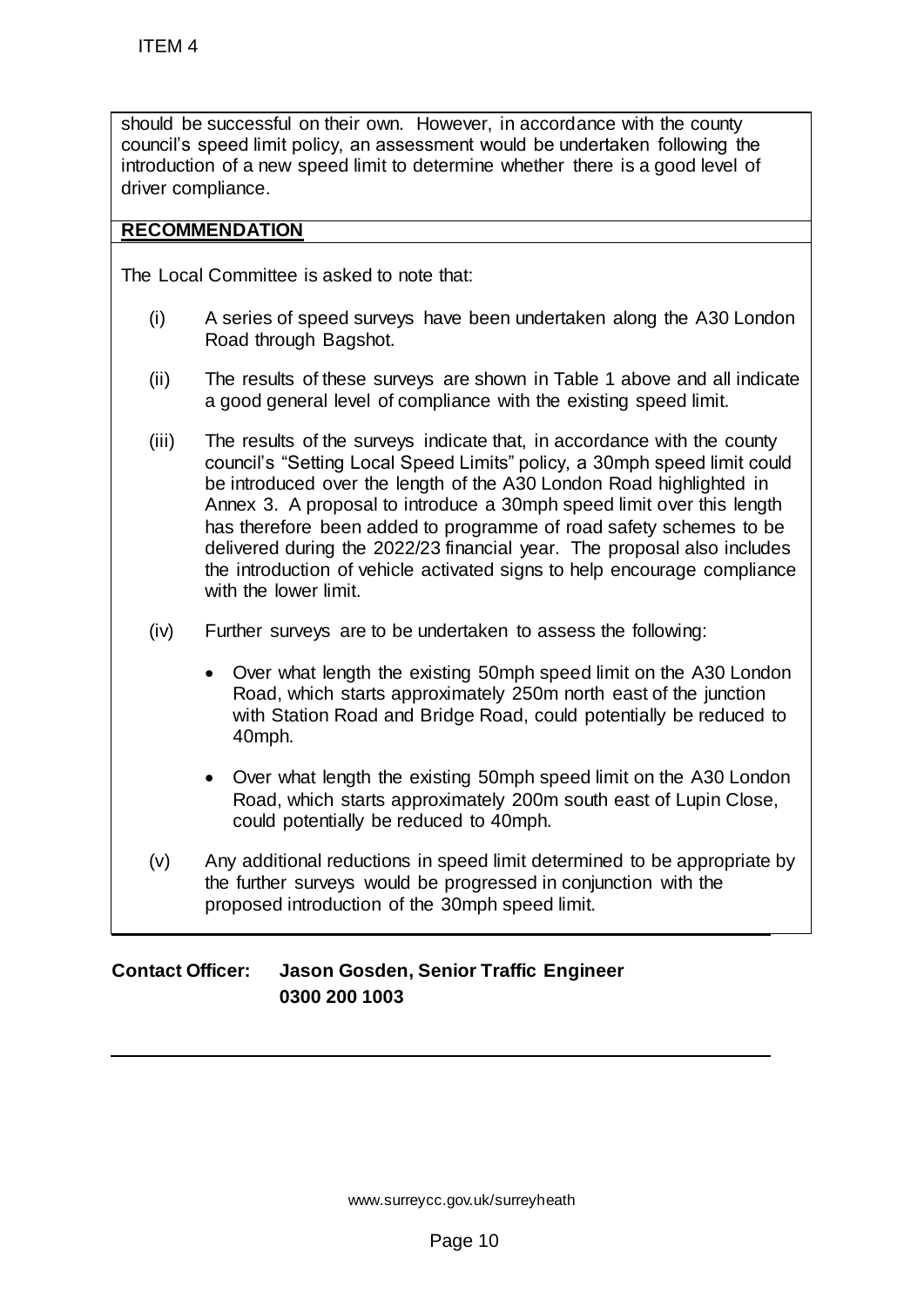should be successful on their own. However, in accordance with the county council's speed limit policy, an assessment would be undertaken following the introduction of a new speed limit to determine whether there is a good level of driver compliance.

## RECOMMENDATION

The Local Committee is asked to note that:

(i) A series of speed surveys have been undertaken along the A30 London Road through Bagshot.

(ii) The results of these surveys are shown in Table 1 above and all indicate a good general level of compliance with the existing speed limit.

(iii) The results of the surveys indicate that, in accordance with the county council's "Setting Local Speed Limits" policy, a 30mph speed limit could be introduced over the length of the A30 London Road highlighted in Annex 3. A proposal to introduce a 30mph speed limit over this length has therefore been added to programme of road safety schemes to be delivered during the 2022/23 financial year. The proposal also includes the introduction of vehicle activated signs to help encourage compliance with the lower limit.

(iv) Further surveys are to be undertaken to assess the following:

- Over what length the existing 50mph speed limit on the A30 London Road, which starts approximately 250m north east of the junction with Station Road and Bridge Road, could potentially be reduced to 40mph.
- Over what length the existing 50mph speed limit on the A30 London Road, which starts approximately 200m south east of Lupin Close, could potentially be reduced to 40mph.

(v) Any additional reductions in speed limit determined to be appropriate by the further surveys would be progressed in conjunction with the proposed introduction of the 30mph speed limit.

**Contact Officer: Jason Gosden, Senior Traffic Engineer**
**0300 200 1003**